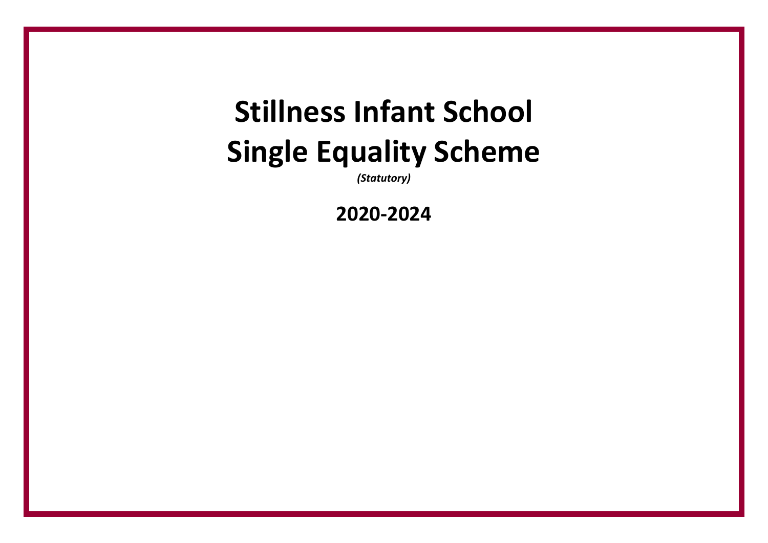# Stillness Infant School
# Single Equality Scheme

***(Statutory)***

## 2020-2024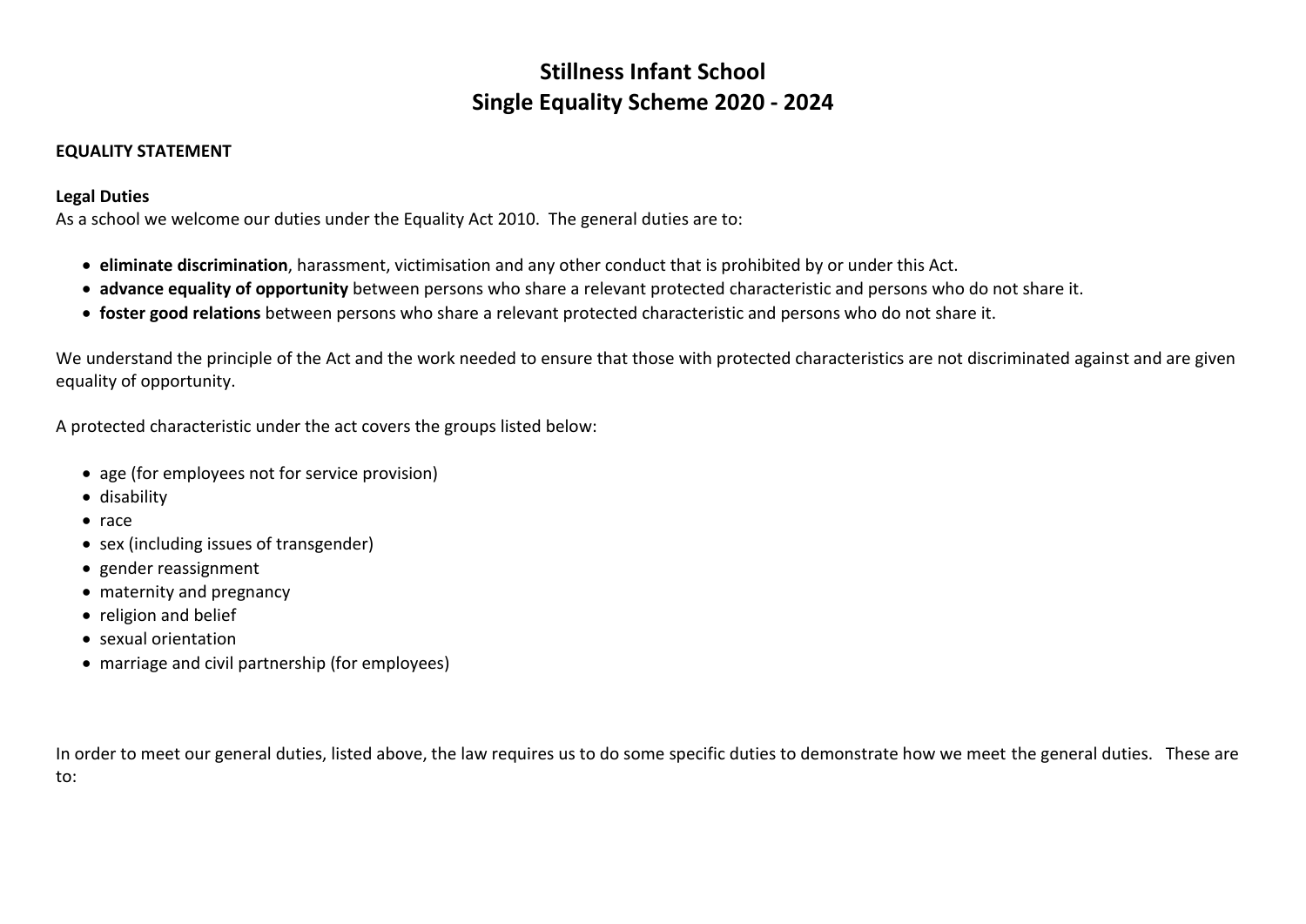# Stillness Infant School
# Single Equality Scheme 2020 - 2024

**EQUALITY STATEMENT**

**Legal Duties**

As a school we welcome our duties under the Equality Act 2010. The general duties are to:

- **eliminate discrimination**, harassment, victimisation and any other conduct that is prohibited by or under this Act.
- **advance equality of opportunity** between persons who share a relevant protected characteristic and persons who do not share it.
- **foster good relations** between persons who share a relevant protected characteristic and persons who do not share it.

We understand the principle of the Act and the work needed to ensure that those with protected characteristics are not discriminated against and are given equality of opportunity.

A protected characteristic under the act covers the groups listed below:

- age (for employees not for service provision)
- disability
- race
- sex (including issues of transgender)
- gender reassignment
- maternity and pregnancy
- religion and belief
- sexual orientation
- marriage and civil partnership (for employees)

In order to meet our general duties, listed above, the law requires us to do some specific duties to demonstrate how we meet the general duties. These are to: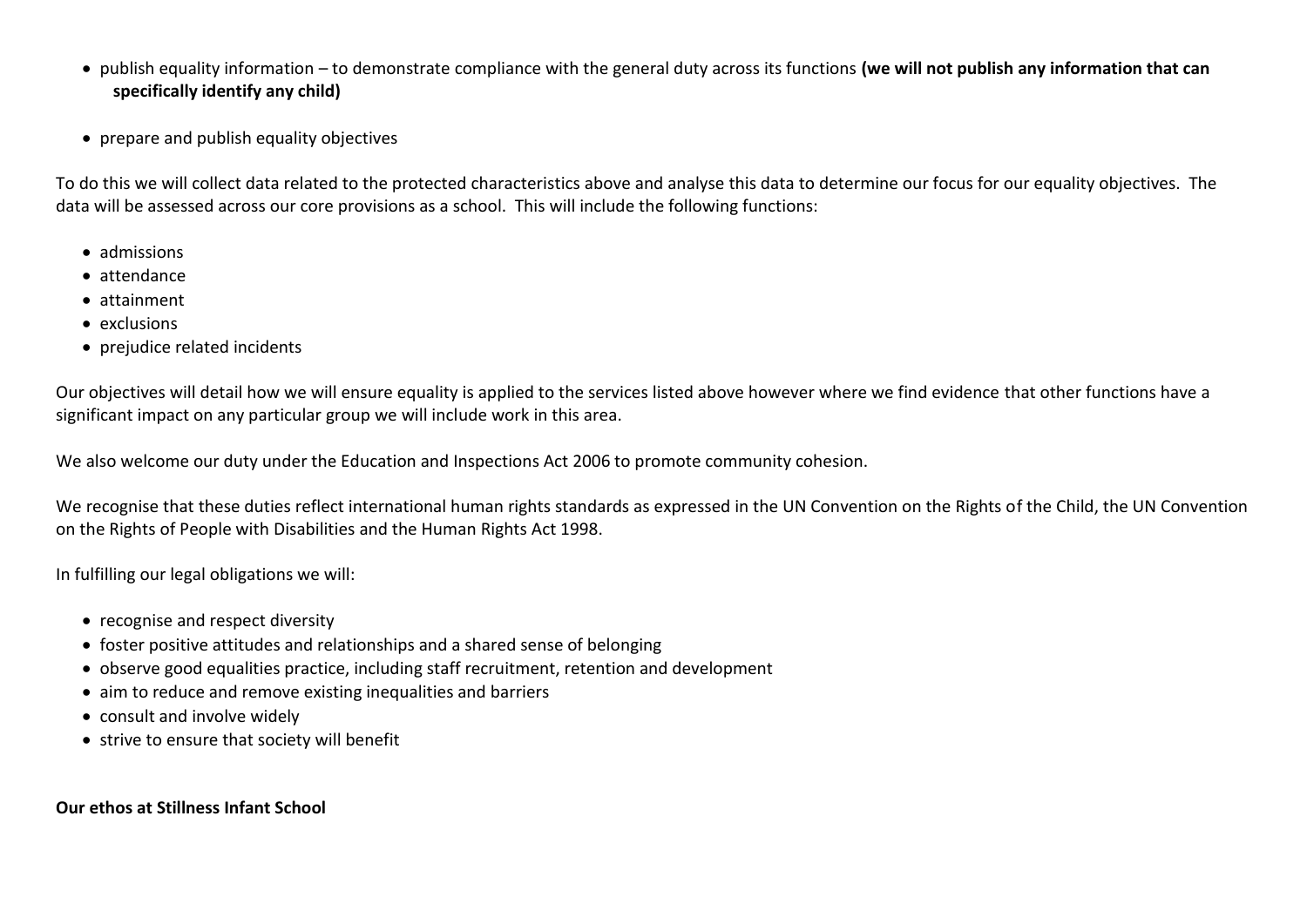- publish equality information – to demonstrate compliance with the general duty across its functions **(we will not publish any information that can specifically identify any child)**
- prepare and publish equality objectives

To do this we will collect data related to the protected characteristics above and analyse this data to determine our focus for our equality objectives. The data will be assessed across our core provisions as a school. This will include the following functions:

- admissions
- attendance
- attainment
- exclusions
- prejudice related incidents

Our objectives will detail how we will ensure equality is applied to the services listed above however where we find evidence that other functions have a significant impact on any particular group we will include work in this area.

We also welcome our duty under the Education and Inspections Act 2006 to promote community cohesion.

We recognise that these duties reflect international human rights standards as expressed in the UN Convention on the Rights of the Child, the UN Convention on the Rights of People with Disabilities and the Human Rights Act 1998.

In fulfilling our legal obligations we will:

- recognise and respect diversity
- foster positive attitudes and relationships and a shared sense of belonging
- observe good equalities practice, including staff recruitment, retention and development
- aim to reduce and remove existing inequalities and barriers
- consult and involve widely
- strive to ensure that society will benefit

**Our ethos at Stillness Infant School**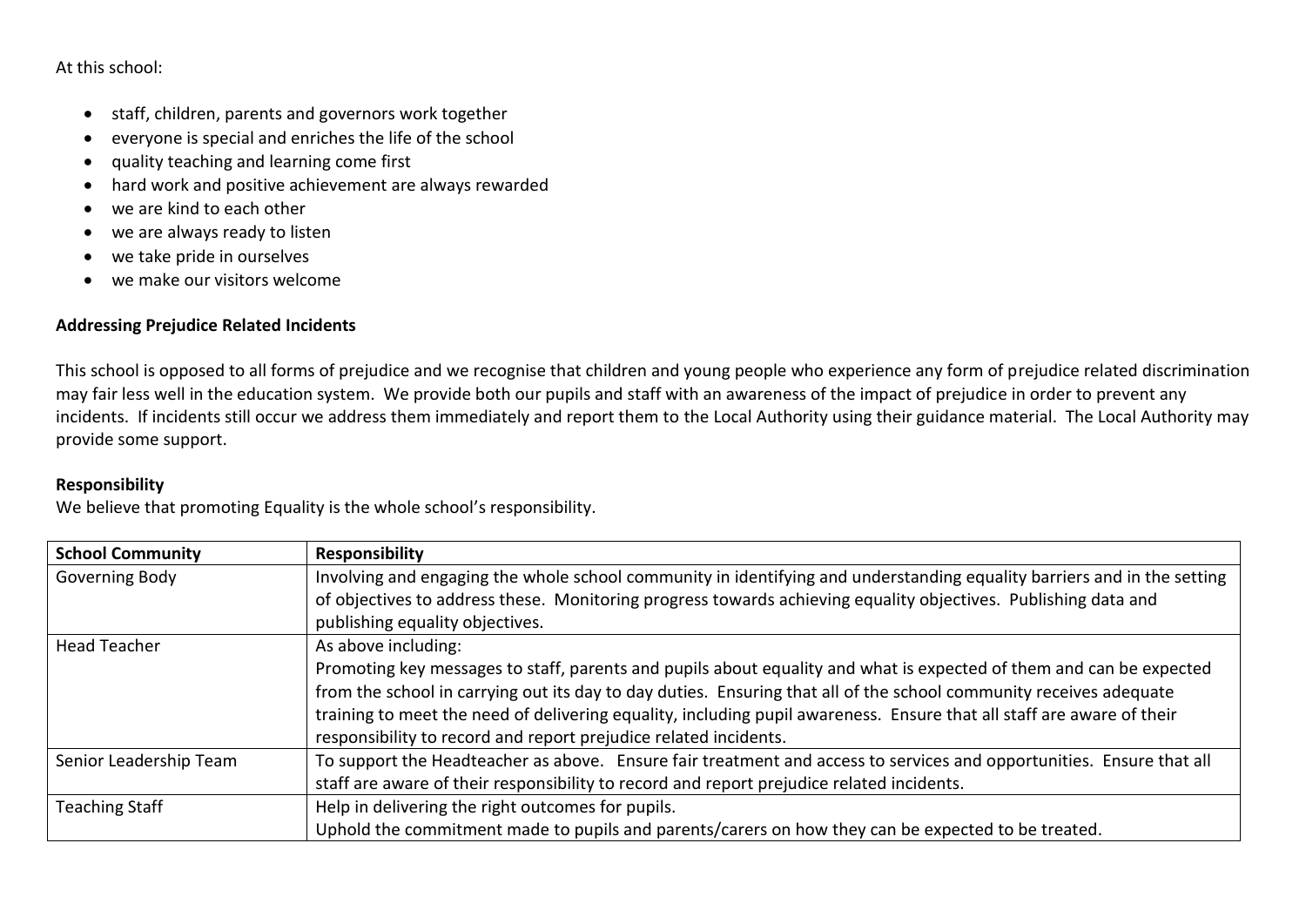At this school:

- staff, children, parents and governors work together
- everyone is special and enriches the life of the school
- quality teaching and learning come first
- hard work and positive achievement are always rewarded
- we are kind to each other
- we are always ready to listen
- we take pride in ourselves
- we make our visitors welcome

**Addressing Prejudice Related Incidents**

This school is opposed to all forms of prejudice and we recognise that children and young people who experience any form of prejudice related discrimination may fair less well in the education system. We provide both our pupils and staff with an awareness of the impact of prejudice in order to prevent any incidents. If incidents still occur we address them immediately and report them to the Local Authority using their guidance material. The Local Authority may provide some support.

**Responsibility**

We believe that promoting Equality is the whole school's responsibility.

| **School Community** | **Responsibility** |
|---|---|
| Governing Body | Involving and engaging the whole school community in identifying and understanding equality barriers and in the setting of objectives to address these. Monitoring progress towards achieving equality objectives. Publishing data and publishing equality objectives. |
| Head Teacher | As above including:<br>Promoting key messages to staff, parents and pupils about equality and what is expected of them and can be expected from the school in carrying out its day to day duties. Ensuring that all of the school community receives adequate training to meet the need of delivering equality, including pupil awareness. Ensure that all staff are aware of their responsibility to record and report prejudice related incidents. |
| Senior Leadership Team | To support the Headteacher as above. Ensure fair treatment and access to services and opportunities. Ensure that all staff are aware of their responsibility to record and report prejudice related incidents. |
| Teaching Staff | Help in delivering the right outcomes for pupils.<br>Uphold the commitment made to pupils and parents/carers on how they can be expected to be treated. |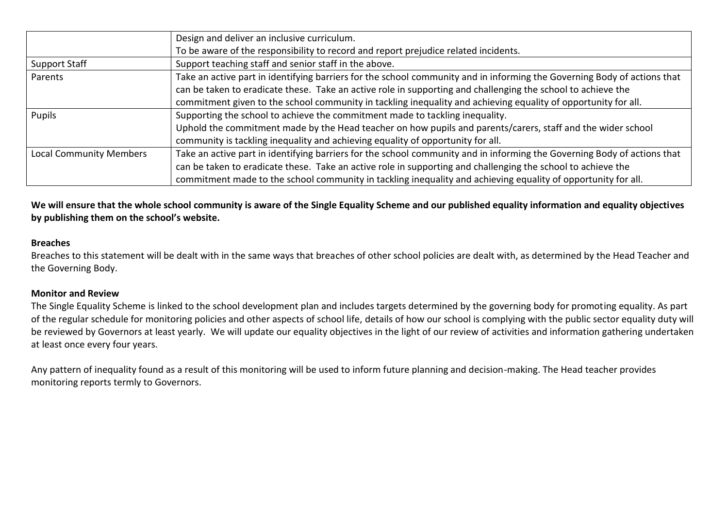| | |
|---|---|
| | Design and deliver an inclusive curriculum.<br>To be aware of the responsibility to record and report prejudice related incidents. |
| Support Staff | Support teaching staff and senior staff in the above. |
| Parents | Take an active part in identifying barriers for the school community and in informing the Governing Body of actions that can be taken to eradicate these. Take an active role in supporting and challenging the school to achieve the commitment given to the school community in tackling inequality and achieving equality of opportunity for all. |
| Pupils | Supporting the school to achieve the commitment made to tackling inequality.<br>Uphold the commitment made by the Head teacher on how pupils and parents/carers, staff and the wider school community is tackling inequality and achieving equality of opportunity for all. |
| Local Community Members | Take an active part in identifying barriers for the school community and in informing the Governing Body of actions that can be taken to eradicate these. Take an active role in supporting and challenging the school to achieve the commitment made to the school community in tackling inequality and achieving equality of opportunity for all. |

**We will ensure that the whole school community is aware of the Single Equality Scheme and our published equality information and equality objectives by publishing them on the school's website.**

**Breaches**

Breaches to this statement will be dealt with in the same ways that breaches of other school policies are dealt with, as determined by the Head Teacher and the Governing Body.

**Monitor and Review**

The Single Equality Scheme is linked to the school development plan and includes targets determined by the governing body for promoting equality. As part of the regular schedule for monitoring policies and other aspects of school life, details of how our school is complying with the public sector equality duty will be reviewed by Governors at least yearly. We will update our equality objectives in the light of our review of activities and information gathering undertaken at least once every four years.

Any pattern of inequality found as a result of this monitoring will be used to inform future planning and decision-making. The Head teacher provides monitoring reports termly to Governors.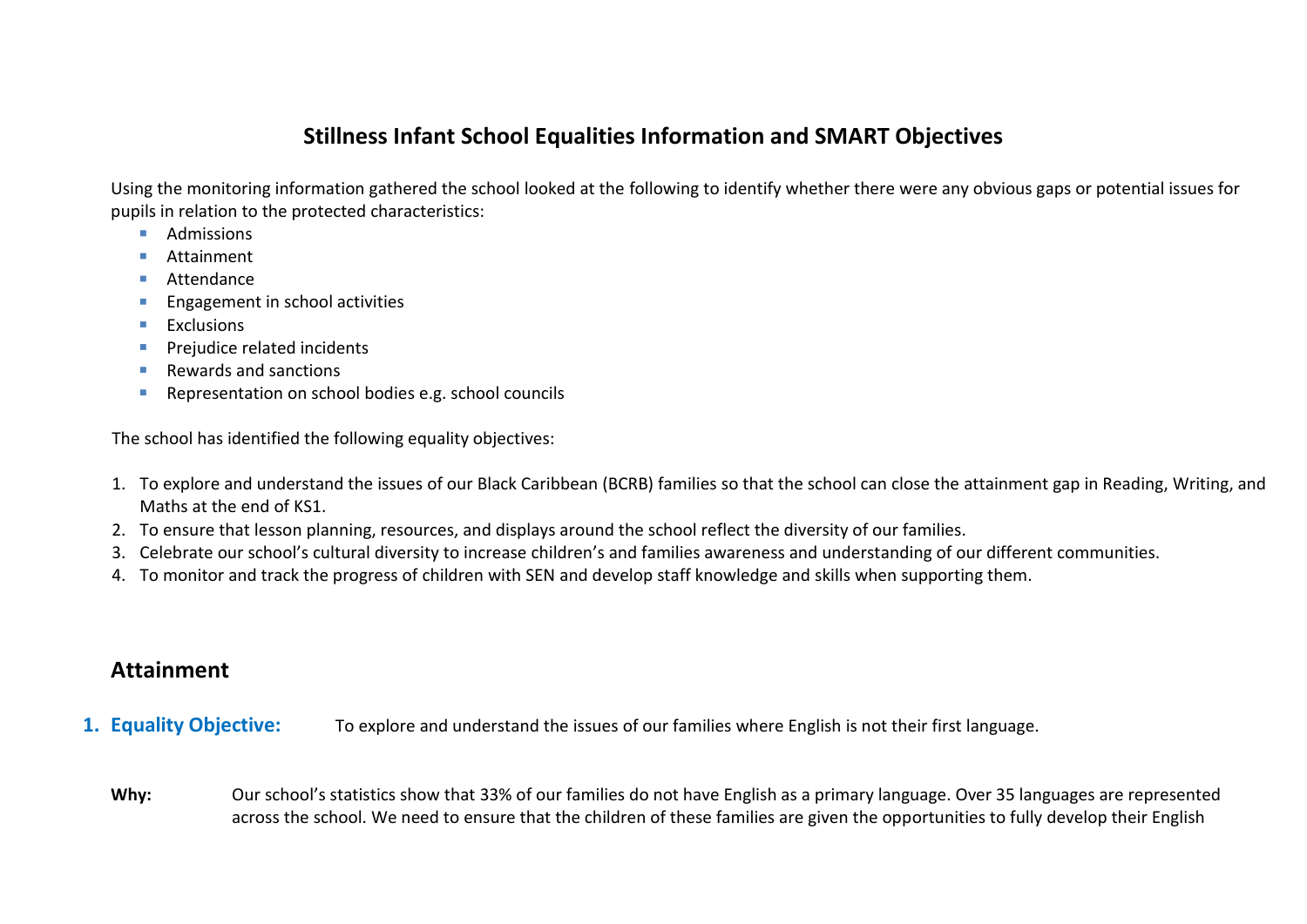# Stillness Infant School Equalities Information and SMART Objectives

Using the monitoring information gathered the school looked at the following to identify whether there were any obvious gaps or potential issues for pupils in relation to the protected characteristics:

- Admissions
- Attainment
- Attendance
- Engagement in school activities
- Exclusions
- Prejudice related incidents
- Rewards and sanctions
- Representation on school bodies e.g. school councils

The school has identified the following equality objectives:

1. To explore and understand the issues of our Black Caribbean (BCRB) families so that the school can close the attainment gap in Reading, Writing, and Maths at the end of KS1.
2. To ensure that lesson planning, resources, and displays around the school reflect the diversity of our families.
3. Celebrate our school's cultural diversity to increase children's and families awareness and understanding of our different communities.
4. To monitor and track the progress of children with SEN and develop staff knowledge and skills when supporting them.

## Attainment

### 1. Equality Objective:

To explore and understand the issues of our families where English is not their first language.

**Why:** Our school's statistics show that 33% of our families do not have English as a primary language. Over 35 languages are represented across the school. We need to ensure that the children of these families are given the opportunities to fully develop their English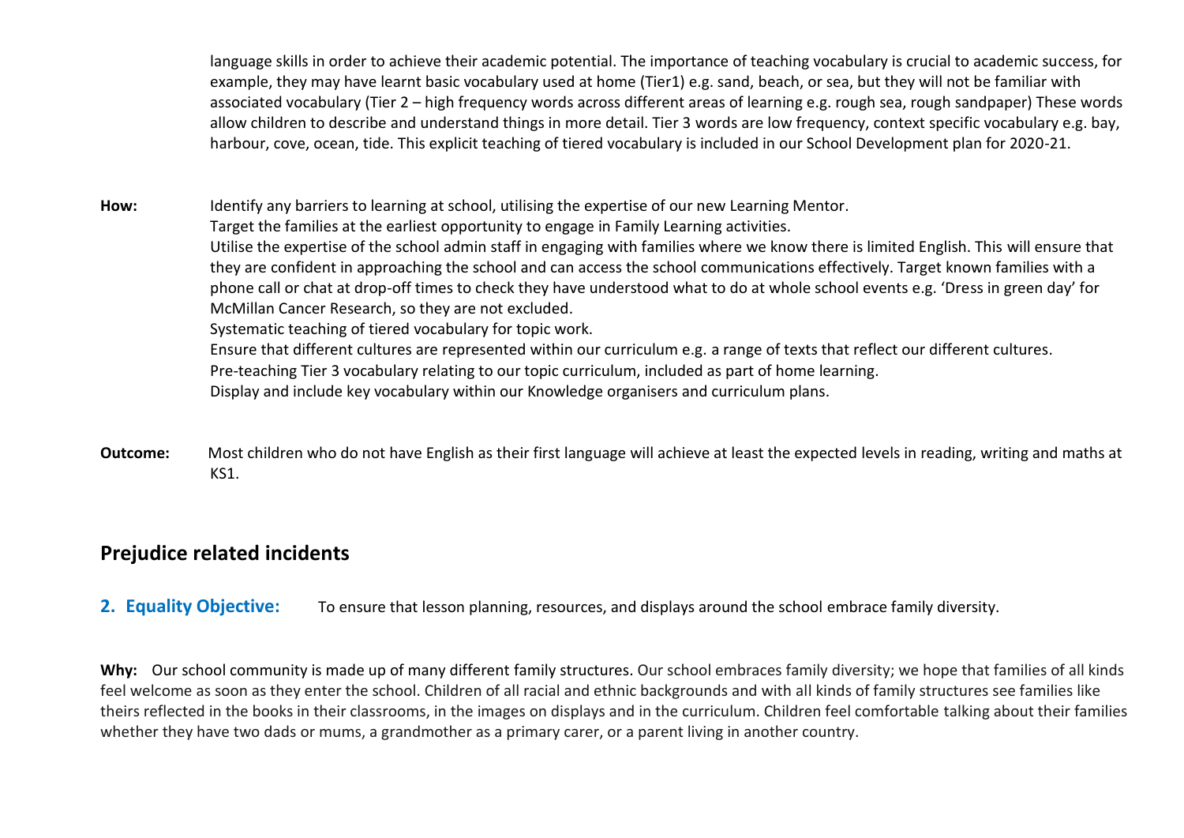language skills in order to achieve their academic potential. The importance of teaching vocabulary is crucial to academic success, for example, they may have learnt basic vocabulary used at home (Tier1) e.g. sand, beach, or sea, but they will not be familiar with associated vocabulary (Tier 2 – high frequency words across different areas of learning e.g. rough sea, rough sandpaper) These words allow children to describe and understand things in more detail. Tier 3 words are low frequency, context specific vocabulary e.g. bay, harbour, cove, ocean, tide. This explicit teaching of tiered vocabulary is included in our School Development plan for 2020-21.

**How:** Identify any barriers to learning at school, utilising the expertise of our new Learning Mentor.
Target the families at the earliest opportunity to engage in Family Learning activities.
Utilise the expertise of the school admin staff in engaging with families where we know there is limited English. This will ensure that they are confident in approaching the school and can access the school communications effectively. Target known families with a phone call or chat at drop-off times to check they have understood what to do at whole school events e.g. 'Dress in green day' for McMillan Cancer Research, so they are not excluded.
Systematic teaching of tiered vocabulary for topic work.
Ensure that different cultures are represented within our curriculum e.g. a range of texts that reflect our different cultures.
Pre-teaching Tier 3 vocabulary relating to our topic curriculum, included as part of home learning.
Display and include key vocabulary within our Knowledge organisers and curriculum plans.

**Outcome:** Most children who do not have English as their first language will achieve at least the expected levels in reading, writing and maths at KS1.

## Prejudice related incidents

**2. Equality Objective:** To ensure that lesson planning, resources, and displays around the school embrace family diversity.

**Why:** Our school community is made up of many different family structures. Our school embraces family diversity; we hope that families of all kinds feel welcome as soon as they enter the school. Children of all racial and ethnic backgrounds and with all kinds of family structures see families like theirs reflected in the books in their classrooms, in the images on displays and in the curriculum. Children feel comfortable talking about their families whether they have two dads or mums, a grandmother as a primary carer, or a parent living in another country.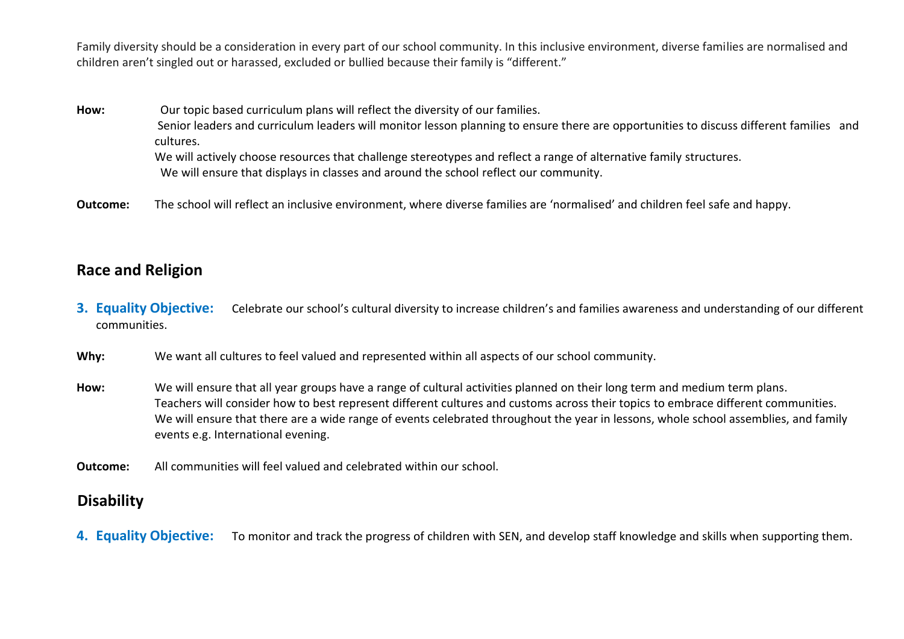Family diversity should be a consideration in every part of our school community. In this inclusive environment, diverse families are normalised and children aren't singled out or harassed, excluded or bullied because their family is "different."

**How:** Our topic based curriculum plans will reflect the diversity of our families.
Senior leaders and curriculum leaders will monitor lesson planning to ensure there are opportunities to discuss different families and cultures.
We will actively choose resources that challenge stereotypes and reflect a range of alternative family structures.
We will ensure that displays in classes and around the school reflect our community.

**Outcome:** The school will reflect an inclusive environment, where diverse families are 'normalised' and children feel safe and happy.

## Race and Religion

3. **Equality Objective:** Celebrate our school's cultural diversity to increase children's and families awareness and understanding of our different communities.

**Why:** We want all cultures to feel valued and represented within all aspects of our school community.

**How:** We will ensure that all year groups have a range of cultural activities planned on their long term and medium term plans.
Teachers will consider how to best represent different cultures and customs across their topics to embrace different communities.
We will ensure that there are a wide range of events celebrated throughout the year in lessons, whole school assemblies, and family events e.g. International evening.

**Outcome:** All communities will feel valued and celebrated within our school.

## Disability

4. **Equality Objective:** To monitor and track the progress of children with SEN, and develop staff knowledge and skills when supporting them.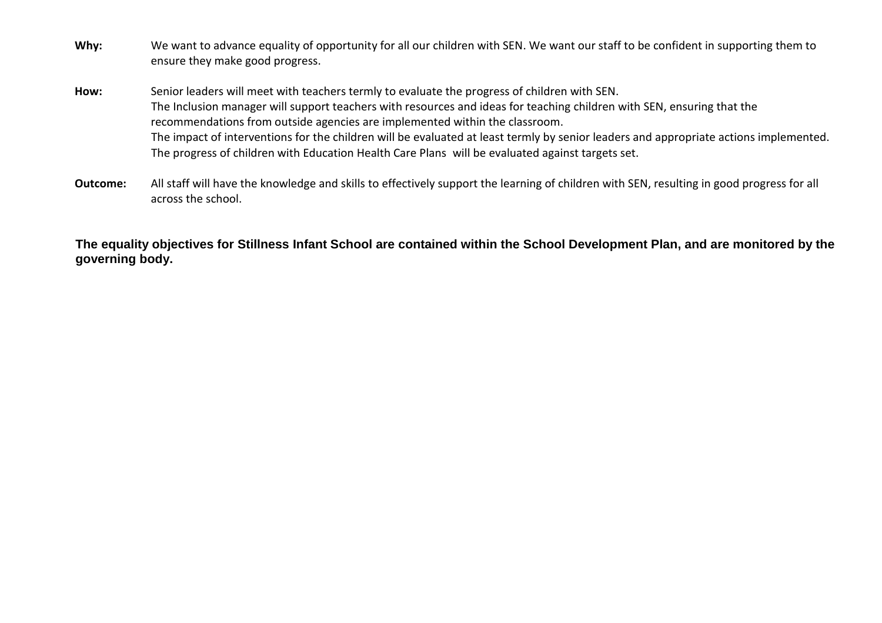**Why:** We want to advance equality of opportunity for all our children with SEN. We want our staff to be confident in supporting them to ensure they make good progress.

**How:** Senior leaders will meet with teachers termly to evaluate the progress of children with SEN.
The Inclusion manager will support teachers with resources and ideas for teaching children with SEN, ensuring that the recommendations from outside agencies are implemented within the classroom.
The impact of interventions for the children will be evaluated at least termly by senior leaders and appropriate actions implemented.
The progress of children with Education Health Care Plans will be evaluated against targets set.

**Outcome:** All staff will have the knowledge and skills to effectively support the learning of children with SEN, resulting in good progress for all across the school.

**The equality objectives for Stillness Infant School are contained within the School Development Plan, and are monitored by the governing body.**